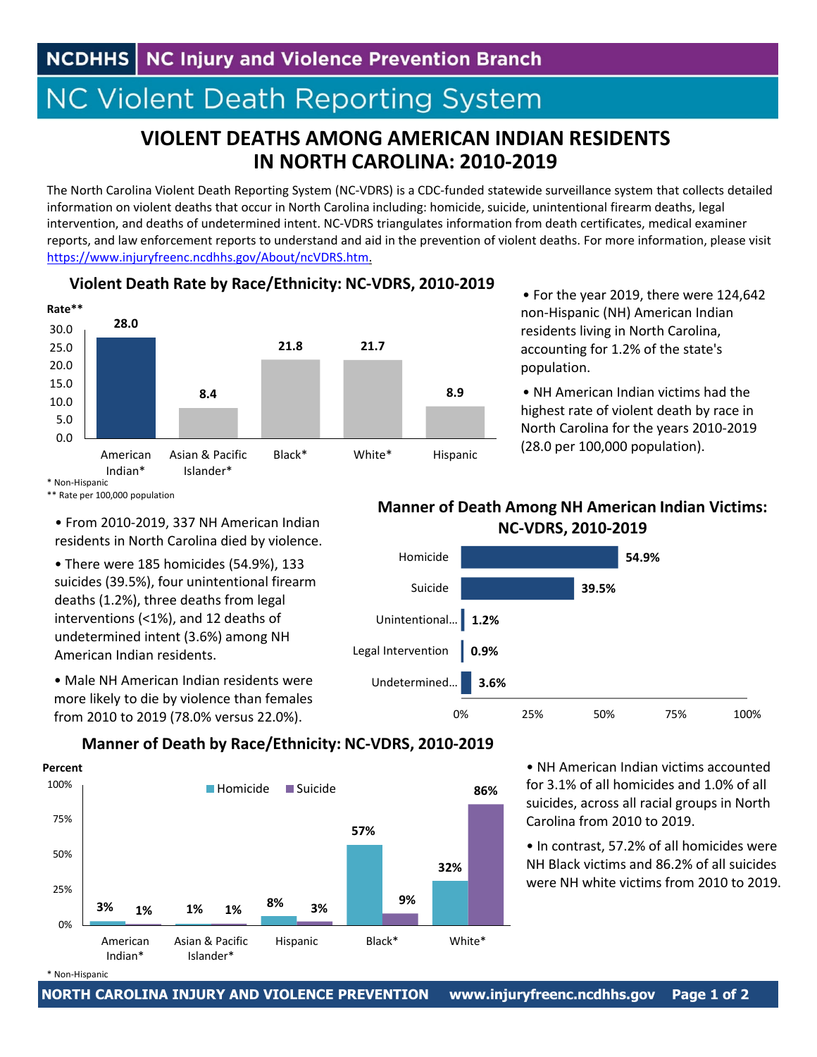NCDHHS | NC Injury and Violence Prevention Branch

# NC Violent Death Reporting System

## VIOLENT DEATHS AMONG AMERICAN INDIAN RESIDENTS IN NORTH CAROLINA: 2010-2019

The North Carolina Violent Death Reporting System (NC-VDRS) is a CDC-funded statewide surveillance system that collects detailed information on violent deaths that occur in North Carolina including: homicide, suicide, unintentional firearm deaths, legal intervention, and deaths of undetermined intent. NC-VDRS triangulates information from death certificates, medical examiner reports, and law enforcement reports to understand and aid in the prevention of violent deaths. For more information, please visit https://www.injuryfreenc.ncdhhs.gov/About/ncVDRS.htm.

### Violent Death Rate by Race/Ethnicity: NC-VDRS, 2010-2019

| Race/Ethnicity | Rate** |
|---|---|
| American Indian* | 28.0 |
| Asian & Pacific Islander* | 8.4 |
| Black* | 21.8 |
| White* | 21.7 |
| Hispanic | 8.9 |

\* Non-Hispanic
** Rate per 100,000 population

- For the year 2019, there were 124,642 non-Hispanic (NH) American Indian residents living in North Carolina, accounting for 1.2% of the state's population.
- NH American Indian victims had the highest rate of violent death by race in North Carolina for the years 2010-2019 (28.0 per 100,000 population).

- From 2010-2019, 337 NH American Indian residents in North Carolina died by violence.
- There were 185 homicides (54.9%), 133 suicides (39.5%), four unintentional firearm deaths (1.2%), three deaths from legal interventions (<1%), and 12 deaths of undetermined intent (3.6%) among NH American Indian residents.
- Male NH American Indian residents were more likely to die by violence than females from 2010 to 2019 (78.0% versus 22.0%).

### Manner of Death Among NH American Indian Victims: NC-VDRS, 2010-2019

| Manner of Death | Percent |
|---|---|
| Homicide | 54.9% |
| Suicide | 39.5% |
| Unintentional... | 1.2% |
| Legal Intervention | 0.9% |
| Undetermined... | 3.6% |

### Manner of Death by Race/Ethnicity: NC-VDRS, 2010-2019

| Race/Ethnicity | Homicide | Suicide |
|---|---|---|
| American Indian* | 3% | 1% |
| Asian & Pacific Islander* | 1% | 1% |
| Hispanic | 8% | 3% |
| Black* | 57% | 9% |
| White* | 32% | 86% |

\* Non-Hispanic

- NH American Indian victims accounted for 3.1% of all homicides and 1.0% of all suicides, across all racial groups in North Carolina from 2010 to 2019.
- In contrast, 57.2% of all homicides were NH Black victims and 86.2% of all suicides were NH white victims from 2010 to 2019.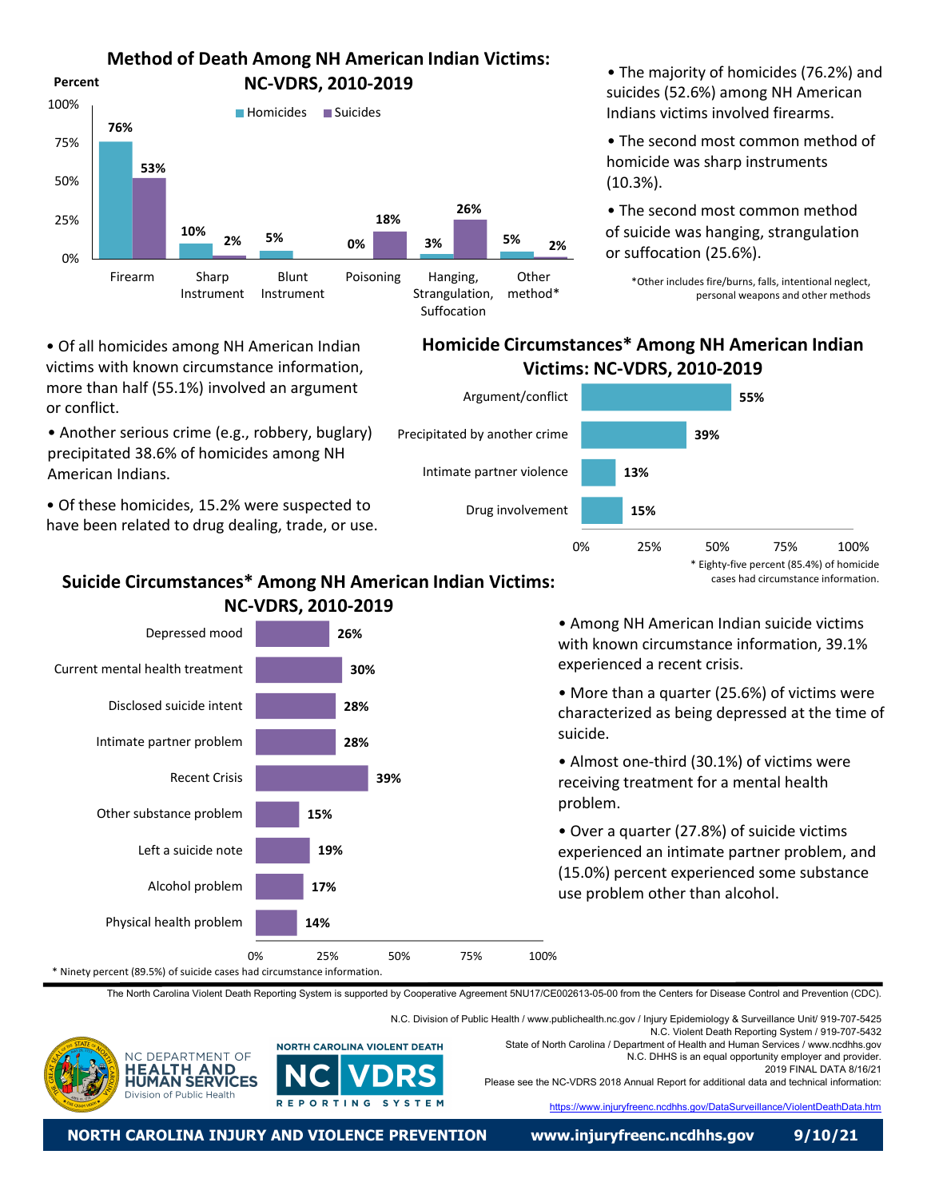## Method of Death Among NH American Indian Victims: NC-VDRS, 2010-2019

Percent

Homicides | Suicides

100%
75%
50%
25%
0%

Firearm: 76% | 53%
Sharp Instrument: 10% | 2%
Blunt Instrument: 5%
Poisoning: 0% | 18%
Hanging, Strangulation, Suffocation: 3% | 26%
Other method*: 5% | 2%

- The majority of homicides (76.2%) and suicides (52.6%) among NH American Indians victims involved firearms.
- The second most common method of homicide was sharp instruments (10.3%).
- The second most common method of suicide was hanging, strangulation or suffocation (25.6%).

*Other includes fire/burns, falls, intentional neglect, personal weapons and other methods

- Of all homicides among NH American Indian victims with known circumstance information, more than half (55.1%) involved an argument or conflict.
- Another serious crime (e.g., robbery, buglary) precipitated 38.6% of homicides among NH American Indians.
- Of these homicides, 15.2% were suspected to have been related to drug dealing, trade, or use.

## Homicide Circumstances* Among NH American Indian Victims: NC-VDRS, 2010-2019

Argument/conflict: 55%
Precipitated by another crime: 39%
Intimate partner violence: 13%
Drug involvement: 15%

0% 25% 50% 75% 100%

* Eighty-five percent (85.4%) of homicide cases had circumstance information.

## Suicide Circumstances* Among NH American Indian Victims: NC-VDRS, 2010-2019

Depressed mood: 26%
Current mental health treatment: 30%
Disclosed suicide intent: 28%
Intimate partner problem: 28%
Recent Crisis: 39%
Other substance problem: 15%
Left a suicide note: 19%
Alcohol problem: 17%
Physical health problem: 14%

0% 25% 50% 75% 100%

* Ninety percent (89.5%) of suicide cases had circumstance information.

- Among NH American Indian suicide victims with known circumstance information, 39.1% experienced a recent crisis.
- More than a quarter (25.6%) of victims were characterized as being depressed at the time of suicide.
- Almost one-third (30.1%) of victims were receiving treatment for a mental health problem.
- Over a quarter (27.8%) of suicide victims experienced an intimate partner problem, and (15.0%) percent experienced some substance use problem other than alcohol.

The North Carolina Violent Death Reporting System is supported by Cooperative Agreement 5NU17/CE002613-05-00 from the Centers for Disease Control and Prevention (CDC).

N.C. Division of Public Health / www.publichealth.nc.gov / Injury Epidemiology & Surveillance Unit/ 919-707-5425
N.C. Violent Death Reporting System / 919-707-5432
State of North Carolina / Department of Health and Human Services / www.ncdhhs.gov
N.C. DHHS is an equal opportunity employer and provider.
2019 FINAL DATA 8/16/21
Please see the NC-VDRS 2018 Annual Report for additional data and technical information:
https://www.injuryfreenc.ncdhhs.gov/DataSurveillance/ViolentDeathData.htm

NC DEPARTMENT OF HEALTH AND HUMAN SERVICES Division of Public Health

NORTH CAROLINA VIOLENT DEATH NC VDRS REPORTING SYSTEM

NORTH CAROLINA INJURY AND VIOLENCE PREVENTION www.injuryfreenc.ncdhhs.gov 9/10/21